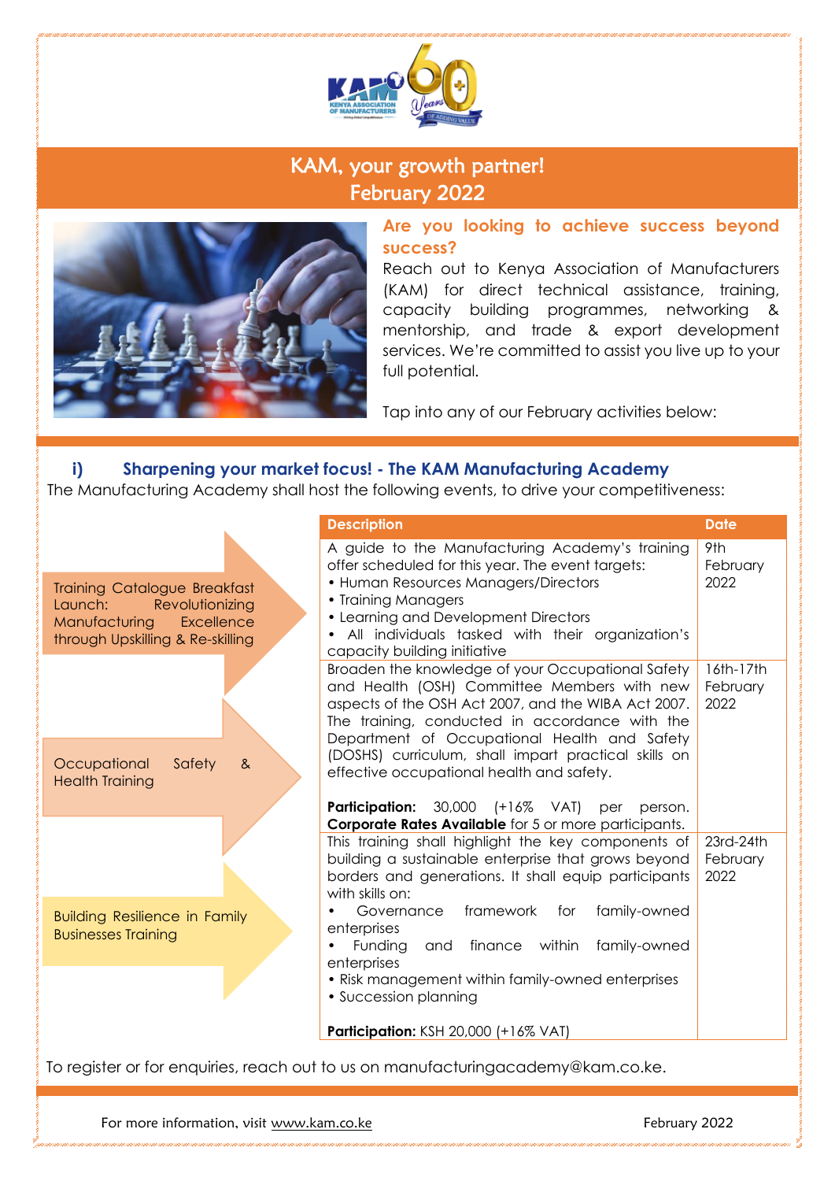# KAM, your growth partner!
# February 2022

**Are you looking to achieve success beyond success?**

Reach out to Kenya Association of Manufacturers (KAM) for direct technical assistance, training, capacity building programmes, networking & mentorship, and trade & export development services. We're committed to assist you live up to your full potential.

Tap into any of our February activities below:

## i) Sharpening your market focus! - The KAM Manufacturing Academy

The Manufacturing Academy shall host the following events, to drive your competitiveness:

| Event | Description | Date |
|---|---|---|
| Training Catalogue Breakfast Launch: Revolutionizing Manufacturing Excellence through Upskilling & Re-skilling | A guide to the Manufacturing Academy's training offer scheduled for this year. The event targets:<br>• Human Resources Managers/Directors<br>• Training Managers<br>• Learning and Development Directors<br>• All individuals tasked with their organization's capacity building initiative | 9th February 2022 |
| Occupational Safety & Health Training | Broaden the knowledge of your Occupational Safety and Health (OSH) Committee Members with new aspects of the OSH Act 2007, and the WIBA Act 2007. The training, conducted in accordance with the Department of Occupational Health and Safety (DOSHS) curriculum, shall impart practical skills on effective occupational health and safety.<br><br>**Participation:** 30,000 (+16% VAT) per person. **Corporate Rates Available** for 5 or more participants. | 16th-17th February 2022 |
| Building Resilience in Family Businesses Training | This training shall highlight the key components of building a sustainable enterprise that grows beyond borders and generations. It shall equip participants with skills on:<br>• Governance framework for family-owned enterprises<br>• Funding and finance within family-owned enterprises<br>• Risk management within family-owned enterprises<br>• Succession planning<br><br>**Participation:** KSH 20,000 (+16% VAT) | 23rd-24th February 2022 |

To register or for enquiries, reach out to us on manufacturingacademy@kam.co.ke.

For more information, visit www.kam.co.ke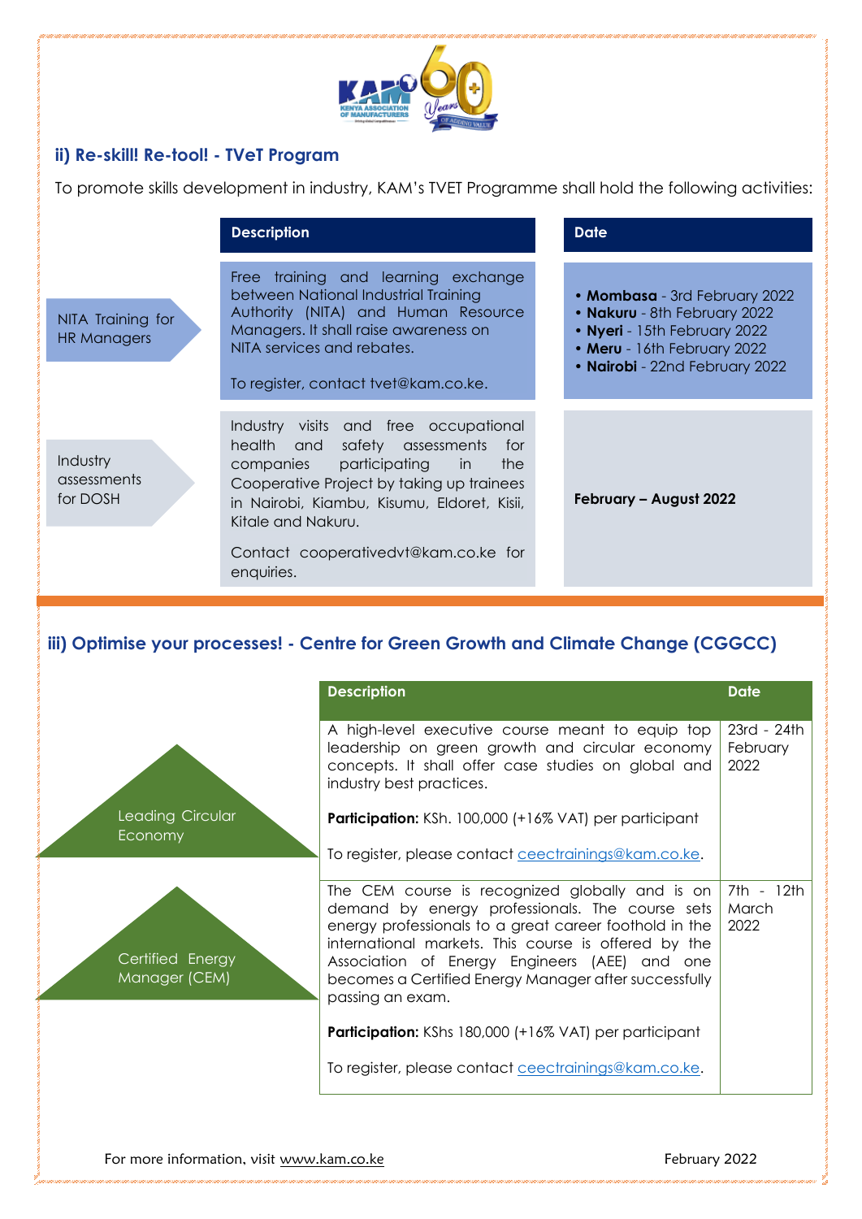## ii) Re-skill! Re-tool! - TVeT Program

To promote skills development in industry, KAM's TVET Programme shall hold the following activities:

| | Description | Date |
|---|---|---|
| NITA Training for HR Managers | Free training and learning exchange between National Industrial Training Authority (NITA) and Human Resource Managers. It shall raise awareness on NITA services and rebates.<br><br>To register, contact tvet@kam.co.ke. | • **Mombasa** - 3rd February 2022<br>• **Nakuru** - 8th February 2022<br>• **Nyeri** - 15th February 2022<br>• **Meru** - 16th February 2022<br>• **Nairobi** - 22nd February 2022 |
| Industry assessments for DOSH | Industry visits and free occupational health and safety assessments for companies participating in the Cooperative Project by taking up trainees in Nairobi, Kiambu, Kisumu, Eldoret, Kisii, Kitale and Nakuru.<br><br>Contact cooperativedvt@kam.co.ke for enquiries. | **February – August 2022** |

## iii) Optimise your processes! - Centre for Green Growth and Climate Change (CGGCC)

| | Description | Date |
|---|---|---|
| Leading Circular Economy | A high-level executive course meant to equip top leadership on green growth and circular economy concepts. It shall offer case studies on global and industry best practices.<br><br>**Participation:** KSh. 100,000 (+16% VAT) per participant<br><br>To register, please contact ceectrainings@kam.co.ke. | 23rd - 24th February 2022 |
| Certified Energy Manager (CEM) | The CEM course is recognized globally and is on demand by energy professionals. The course sets energy professionals to a great career foothold in the international markets. This course is offered by the Association of Energy Engineers (AEE) and one becomes a Certified Energy Manager after successfully passing an exam.<br><br>**Participation:** KShs 180,000 (+16% VAT) per participant<br><br>To register, please contact ceectrainings@kam.co.ke. | 7th - 12th March 2022 |

For more information, visit www.kam.co.ke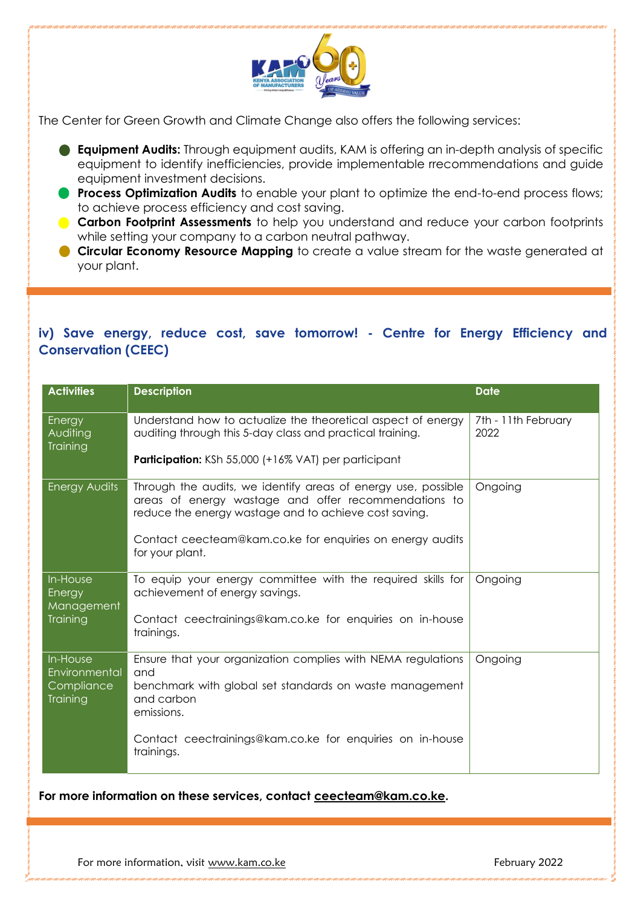The Center for Green Growth and Climate Change also offers the following services:

- **Equipment Audits:** Through equipment audits, KAM is offering an in-depth analysis of specific equipment to identify inefficiencies, provide implementable rrecommendations and guide equipment investment decisions.
- **Process Optimization Audits** to enable your plant to optimize the end-to-end process flows; to achieve process efficiency and cost saving.
- **Carbon Footprint Assessments** to help you understand and reduce your carbon footprints while setting your company to a carbon neutral pathway.
- **Circular Economy Resource Mapping** to create a value stream for the waste generated at your plant.

## iv) Save energy, reduce cost, save tomorrow! - Centre for Energy Efficiency and Conservation (CEEC)

| Activities | Description | Date |
|---|---|---|
| Energy Auditing Training | Understand how to actualize the theoretical aspect of energy auditing through this 5-day class and practical training.<br><br>**Participation:** KSh 55,000 (+16% VAT) per participant | 7th - 11th February 2022 |
| Energy Audits | Through the audits, we identify areas of energy use, possible areas of energy wastage and offer recommendations to reduce the energy wastage and to achieve cost saving.<br><br>Contact ceecteam@kam.co.ke for enquiries on energy audits for your plant. | Ongoing |
| In-House Energy Management Training | To equip your energy committee with the required skills for achievement of energy savings.<br><br>Contact ceectrainings@kam.co.ke for enquiries on in-house trainings. | Ongoing |
| In-House Environmental Compliance Training | Ensure that your organization complies with NEMA regulations and benchmark with global set standards on waste management and carbon emissions.<br><br>Contact ceectrainings@kam.co.ke for enquiries on in-house trainings. | Ongoing |

**For more information on these services, contact ceecteam@kam.co.ke.**

For more information, visit www.kam.co.ke

February 2022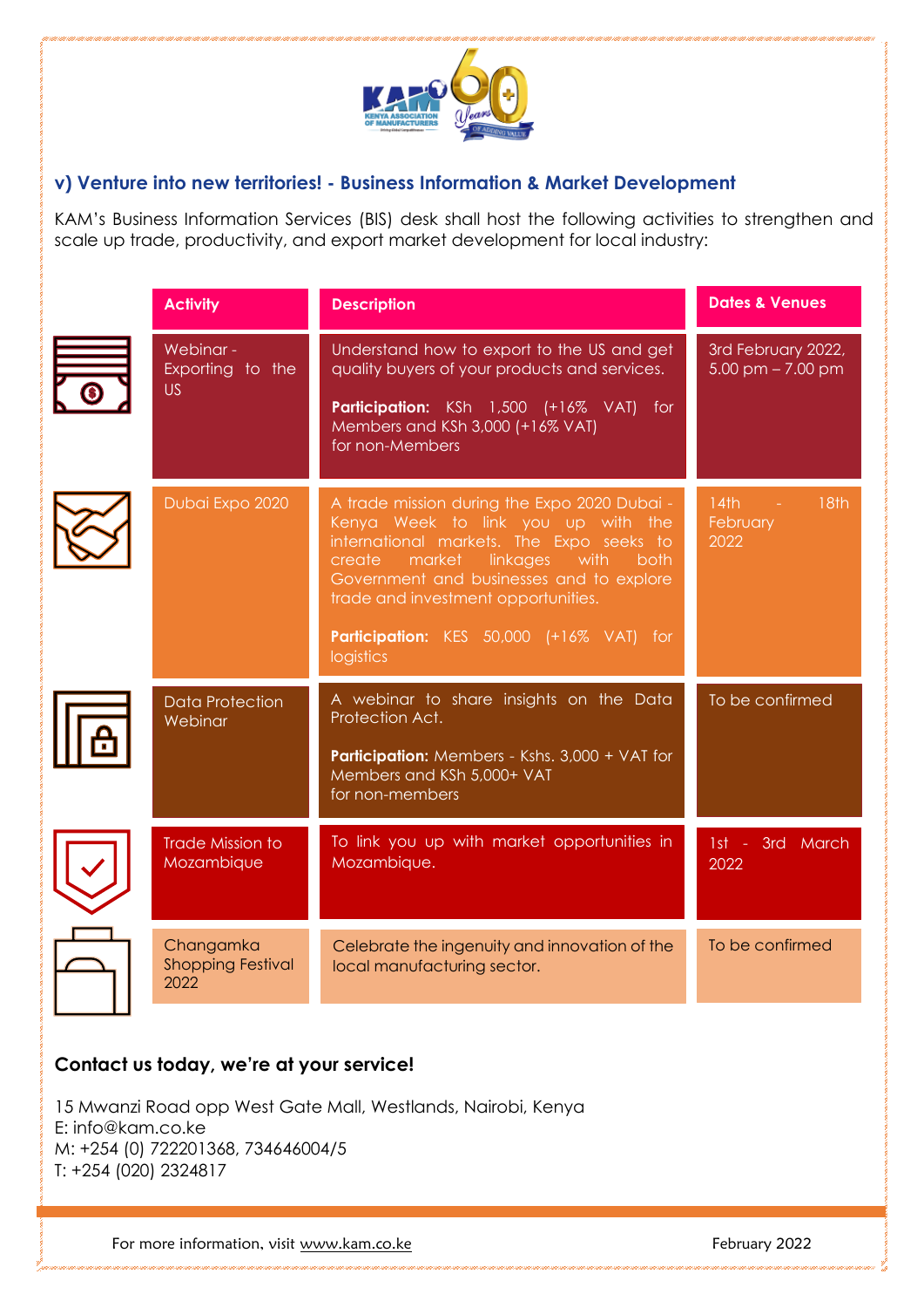## v) Venture into new territories! - Business Information & Market Development

KAM's Business Information Services (BIS) desk shall host the following activities to strengthen and scale up trade, productivity, and export market development for local industry:

| Activity | Description | Dates & Venues |
|---|---|---|
| Webinar - Exporting to the US | Understand how to export to the US and get quality buyers of your products and services.<br><br>**Participation:** KSh 1,500 (+16% VAT) for Members and KSh 3,000 (+16% VAT) for non-Members | 3rd February 2022, 5.00 pm – 7.00 pm |
| Dubai Expo 2020 | A trade mission during the Expo 2020 Dubai - Kenya Week to link you up with the international markets. The Expo seeks to create market linkages with both Government and businesses and to explore trade and investment opportunities.<br><br>**Participation:** KES 50,000 (+16% VAT) for logistics | 14th - 18th February 2022 |
| Data Protection Webinar | A webinar to share insights on the Data Protection Act.<br><br>**Participation:** Members - Kshs. 3,000 + VAT for Members and KSh 5,000+ VAT for non-members | To be confirmed |
| Trade Mission to Mozambique | To link you up with market opportunities in Mozambique. | 1st - 3rd March 2022 |
| Changamka Shopping Festival 2022 | Celebrate the ingenuity and innovation of the local manufacturing sector. | To be confirmed |

**Contact us today, we're at your service!**

15 Mwanzi Road opp West Gate Mall, Westlands, Nairobi, Kenya
E: info@kam.co.ke
M: +254 (0) 722201368, 734646004/5
T: +254 (020) 2324817

For more information, visit www.kam.co.ke

February 2022